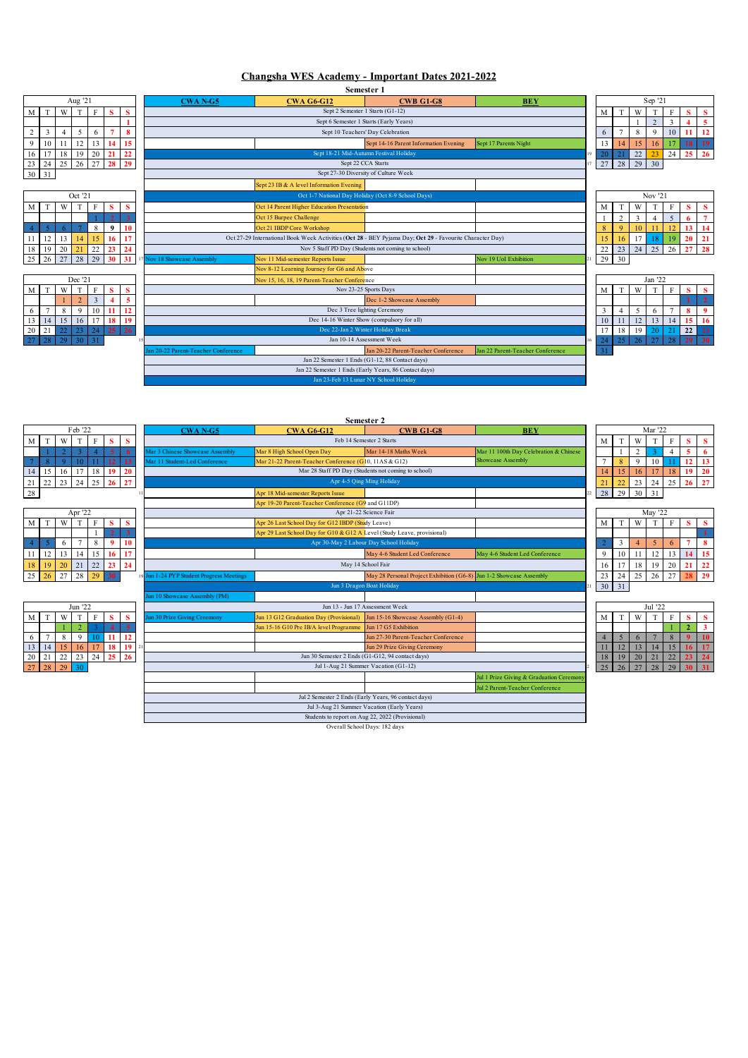# Changsha WES Academy - Important Dates 2021-2022

## Semester 1

**Aug '21**

| M | T | W | T | F | S | S |
|---|---|---|---|---|---|---|
| | | | | | | 1 |
| 2 | 3 | 4 | 5 | 6 | 7 | 8 |
| 9 | 10 | 11 | 12 | 13 | 14 | 15 |
| 16 | 17 | 18 | 19 | 20 | 21 | 22 |
| 23 | 24 | 25 | 26 | 27 | 28 | 29 |
| 30 | 31 | | | | | |

**Oct '21**

| M | T | W | T | F | S | S |
|---|---|---|---|---|---|---|
| | | | | 1 | 2 | 3 |
| 4 | 5 | 6 | 7 | 8 | 9 | 10 |
| 11 | 12 | 13 | 14 | 15 | 16 | 17 |
| 18 | 19 | 20 | 21 | 22 | 23 | 24 |
| 25 | 26 | 27 | 28 | 29 | 30 | 31 |

**Dec '21**

| M | T | W | T | F | S | S |
|---|---|---|---|---|---|---|
| | | 1 | 2 | 3 | 4 | 5 |
| 6 | 7 | 8 | 9 | 10 | 11 | 12 |
| 13 | 14 | 15 | 16 | 17 | 18 | 19 |
| 20 | 21 | 22 | 23 | 24 | 25 | 26 |
| 27 | 28 | 29 | 30 | 31 | | |

| CWA N-G5 | CWA G6-G12 | CWB G1-G8 | BEY |
|---|---|---|---|
| Sept 2 Semester 1 Starts (G1-12) | | | |
| Sept 6 Semester 1 Starts (Early Years) | | | |
| Sept 10 Teachers' Day Celebration | | | |
| | | Sept 14-16 Parent Information Evening | Sept 17 Parents Night |
| Sept 18-21 Mid-Autumn Festival Holiday | | | |
| Sept 22 CCA Starts | | | |
| Sept 27-30 Diversity of Culture Week | | | |
| | Sept 23 IB & A level Information Evening | | |
| Oct 1-7 National Day Holiday (Oct 8-9 School Days) | | | |
| | Oct 14 Parent Higher Education Presentation | | |
| | Oct 15 Burpee Challenge | | |
| | Oct 21 IBDP Core Workshop | | |
| Oct 27-29 International Book Week Activities (**Oct 28** - BEY Pyjama Day; **Oct 29** - Favourite Character Day) | | | |
| Nov 5 Staff PD Day (Students not coming to school) | | | |
| Nov 18 Showcase Assembly | Nov 11 Mid-semester Reports Issue | | Nov 19 UoI Exhibition |
| | Nov 8-12 Learning Journey for G6 and Above | | |
| | Nov 15, 16, 18, 19 Parent-Teacher Conference | | |
| Nov 23-25 Sports Days | | | |
| | | Dec 1-2 Showcase Assembly | |
| Dec 3 Tree lighting Ceremony | | | |
| Dec 14-16 Winter Show (compulsory for all) | | | |
| Dec 22-Jan 2 Winter Holiday Break | | | |
| Jan 10-14 Assessment Week | | | |
| Jan 20-22 Parent-Teacher Conference | | Jan 20-22 Parent-Teacher Conference | Jan 22 Parent-Teacher Conference |
| Jan 22 Semester 1 Ends (G1-12, 88 Contact days) | | | |
| Jan 22 Semester 1 Ends (Early Years, 86 Contact days) | | | |
| Jan 23-Feb 13 Lunar NY School Holiday | | | |

**Sep '21**

| M | T | W | T | F | S | S |
|---|---|---|---|---|---|---|
| | | 1 | 2 | 3 | 4 | 5 |
| 6 | 7 | 8 | 9 | 10 | 11 | 12 |
| 13 | 14 | 15 | 16 | 17 | 18 | 19 |
| 20 | 21 | 22 | 23 | 24 | 25 | 26 |
| 27 | 28 | 29 | 30 | | | |

**Nov '21**

| M | T | W | T | F | S | S |
|---|---|---|---|---|---|---|
| 1 | 2 | 3 | 4 | 5 | 6 | 7 |
| 8 | 9 | 10 | 11 | 12 | 13 | 14 |
| 15 | 16 | 17 | 18 | 19 | 20 | 21 |
| 22 | 23 | 24 | 25 | 26 | 27 | 28 |
| 29 | 30 | | | | | |

**Jan '22**

| M | T | W | T | F | S | S |
|---|---|---|---|---|---|---|
| | | | | | 1 | 2 |
| 3 | 4 | 5 | 6 | 7 | 8 | 9 |
| 10 | 11 | 12 | 13 | 14 | 15 | 16 |
| 17 | 18 | 19 | 20 | 21 | 22 | 23 |
| 24 | 25 | 26 | 27 | 28 | 29 | 30 |
| 31 | | | | | | |

## Semester 2

**Feb '22**

| M | T | W | T | F | S | S |
|---|---|---|---|---|---|---|
| | 1 | 2 | 3 | 4 | 5 | 6 |
| 7 | 8 | 9 | 10 | 11 | 12 | 13 |
| 14 | 15 | 16 | 17 | 18 | 19 | 20 |
| 21 | 22 | 23 | 24 | 25 | 26 | 27 |
| 28 | | | | | | |

**Apr '22**

| M | T | W | T | F | S | S |
|---|---|---|---|---|---|---|
| | | | | 1 | 2 | 3 |
| 4 | 5 | 6 | 7 | 8 | 9 | 10 |
| 11 | 12 | 13 | 14 | 15 | 16 | 17 |
| 18 | 19 | 20 | 21 | 22 | 23 | 24 |
| 25 | 26 | 27 | 28 | 29 | 30 | |

**Jun '22**

| M | T | W | T | F | S | S |
|---|---|---|---|---|---|---|
| | | 1 | 2 | 3 | 4 | 5 |
| 6 | 7 | 8 | 9 | 10 | 11 | 12 |
| 13 | 14 | 15 | 16 | 17 | 18 | 19 |
| 20 | 21 | 22 | 23 | 24 | 25 | 26 |
| 27 | 28 | 29 | 30 | | | |

| CWA N-G5 | CWA G6-G12 | CWB G1-G8 | BEY |
|---|---|---|---|
| Feb 14 Semester 2 Starts | | | |
| Mar 3 Chinese Showcase Assembly | Mar 8 High School Open Day | Mar 14-18 Maths Week | Mar 11 100th Day Celebration & Chinese Showcase Assembly |
| Mar 11 Student-Led Conference | Mar 21-22 Parent-Teacher Conference (G10, 11AS & G12) | | |
| Mar 28 Staff PD Day (Students not coming to school) | | | |
| Apr 4-5 Qing Ming Holiday | | | |
| | Apr 18 Mid-semester Reports Issue | | |
| | Apr 19-20 Parent-Teacher Conference (G9 and G11DP) | | |
| Apr 21-22 Science Fair | | | |
| | Apr 26 Last School Day for G12 IBDP (Study Leave) | | |
| | Apr 29 Last School Day for G10 & G12 A Level (Study Leave, provisional) | | |
| Apr 30-May 2 Labour Day School Holiday | | | |
| | | May 4-6 Student Led Conference | May 4-6 Student Led Conference |
| May 14 School Fair | | | |
| Jun 1-24 PYP Student Progress Meetings | | May 28 Personal Project Exhibition (G6-8) | Jun 1-2 Showcase Assembly |
| Jun 3 Dragon Boat Holiday | | | |
| Jun 10 Showcase Assembly (PM) | | | |
| Jun 13 - Jun 17 Assessment Week | | | |
| Jun 30 Prize Giving Ceremony | Jun 13 G12 Graduation Day (Provisional) | Jun 15-16 Showcase Assembly (G1-4) | |
| | Jun 15-16 G10 Pre IB/A level Programme | Jun 17 G5 Exhibition | |
| | | Jun 27-30 Parent-Teacher Conference | |
| | | Jun 29 Prize Giving Ceremony | |
| Jun 30 Semester 2 Ends (G1-G12, 94 contact days) | | | |
| Jul 1-Aug 21 Summer Vacation (G1-12) | | | |
| | | | Jul 1 Prize Giving & Graduation Ceremony |
| | | | Jul 2 Parent-Teacher Conference |
| Jul 2 Semester 2 Ends (Early Years, 96 contact days) | | | |
| Jul 3-Aug 21 Summer Vacation (Early Years) | | | |
| Students to report on Aug 22, 2022 (Provisional) | | | |

Overall School Days: 182 days

**Mar '22**

| M | T | W | T | F | S | S |
|---|---|---|---|---|---|---|
| | 1 | 2 | 3 | 4 | 5 | 6 |
| 7 | 8 | 9 | 10 | 11 | 12 | 13 |
| 14 | 15 | 16 | 17 | 18 | 19 | 20 |
| 21 | 22 | 23 | 24 | 25 | 26 | 27 |
| 28 | 29 | 30 | 31 | | | |

**May '22**

| M | T | W | T | F | S | S |
|---|---|---|---|---|---|---|
| | | | | | | 1 |
| 2 | 3 | 4 | 5 | 6 | 7 | 8 |
| 9 | 10 | 11 | 12 | 13 | 14 | 15 |
| 16 | 17 | 18 | 19 | 20 | 21 | 22 |
| 23 | 24 | 25 | 26 | 27 | 28 | 29 |
| 30 | 31 | | | | | |

**Jul '22**

| M | T | W | T | F | S | S |
|---|---|---|---|---|---|---|
| | | | | 1 | 2 | 3 |
| 4 | 5 | 6 | 7 | 8 | 9 | 10 |
| 11 | 12 | 13 | 14 | 15 | 16 | 17 |
| 18 | 19 | 20 | 21 | 22 | 23 | 24 |
| 25 | 26 | 27 | 28 | 29 | 30 | 31 |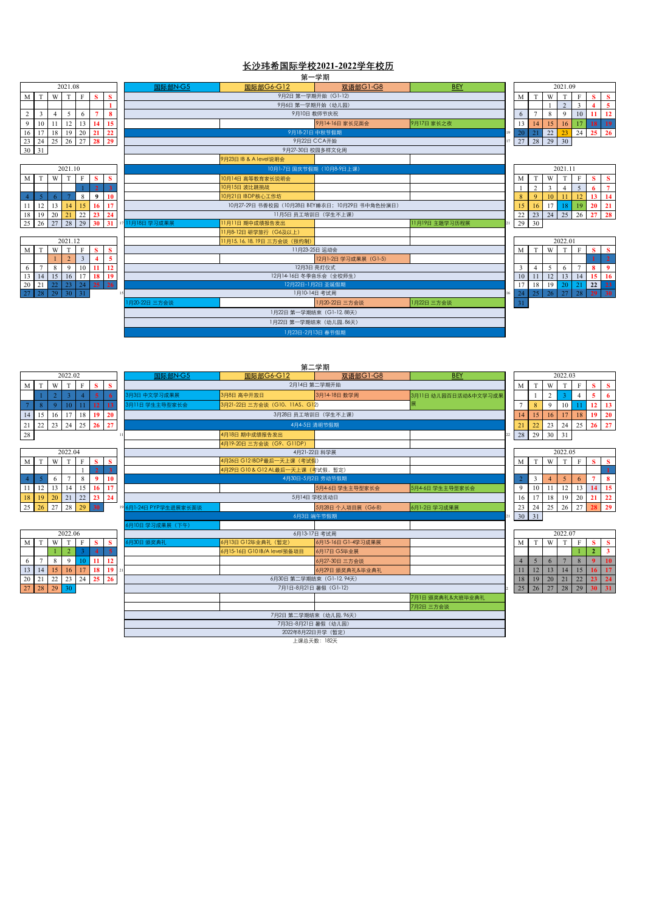# 长沙玮希国际学校2021-2022学年校历

## 第一学期

| 国际部N-G5 | 国际部G6-G12 | 双语部G1-G8 | BEY |
|---|---|---|---|
| 9月2日 第一学期开始（G1-12） | | | |
| 9月6日 第一学期开始（幼儿园） | | | |
| 9月10日 教师节庆祝 | | | |
| | | 9月14-16日 家长见面会 | 9月17日 家长之夜 |
| 9月18-21日 中秋节假期 | | | |
| 9月22日 CCA开始 | | | |
| 9月27-30日 校园多样文化周 | | | |
| | 9月23日 IB & A level说明会 | | |
| 10月1-7日 国庆节假期（10月8-9日上课） | | | |
| | 10月14日 高等教育家长说明会 | | |
| | 10月15日 波比跳挑战 | | |
| | 10月21日 IBDP核心工作坊 | | |
| 10月27-29日 书香校园（10月28日 BEY睡衣日；10月29日 书中角色扮演日） | | | |
| 11月5日 员工培训日（学生不上课） | | | |
| 11月18日 学习成果展 | 11月11日 期中成绩报告发出 | | 11月19日 主题学习历程展 |
| | 11月8-12日 研学旅行（G6及以上） | | |
| | 11月15、16、18、19日 三方会谈（预约制） | | |
| 11月23-25日 运动会 | | | |
| | | 12月1-2日 学习成果展（G1-5） | |
| 12月3日 亮灯仪式 | | | |
| 12月14-16日 冬季音乐会（全校师生） | | | |
| 12月22日-1月2日 圣诞假期 | | | |
| 1月10-14日 考试周 | | | |
| 1月20-22日 三方会谈 | | 1月20-22日 三方会谈 | 1月22日 三方会谈 |
| 1月22日 第一学期结束（G1-12，88天） | | | |
| 1月22日 第一学期结束（幼儿园，86天） | | | |
| 1月23日-2月13日 春节假期 | | | |

**2021.08**

| M | T | W | T | F | S | S |
|---|---|---|---|---|---|---|
| | | | | | | 1 |
| 2 | 3 | 4 | 5 | 6 | 7 | 8 |
| 9 | 10 | 11 | 12 | 13 | 14 | 15 |
| 16 | 17 | 18 | 19 | 20 | 21 | 22 |
| 23 | 24 | 25 | 26 | 27 | 28 | 29 |
| 30 | 31 | | | | | |

**2021.09**

| M | T | W | T | F | S | S |
|---|---|---|---|---|---|---|
| | | 1 | 2 | 3 | 4 | 5 |
| 6 | 7 | 8 | 9 | 10 | 11 | 12 |
| 13 | 14 | 15 | 16 | 17 | 18 | 19 |
| 20 | 21 | 22 | 23 | 24 | 25 | 26 |
| 27 | 28 | 29 | 30 | | | |

**2021.10**

| M | T | W | T | F | S | S |
|---|---|---|---|---|---|---|
| | | | | 1 | 2 | 3 |
| 4 | 5 | 6 | 7 | 8 | 9 | 10 |
| 11 | 12 | 13 | 14 | 15 | 16 | 17 |
| 18 | 19 | 20 | 21 | 22 | 23 | 24 |
| 25 | 26 | 27 | 28 | 29 | 30 | 31 |

**2021.11**

| M | T | W | T | F | S | S |
|---|---|---|---|---|---|---|
| 1 | 2 | 3 | 4 | 5 | 6 | 7 |
| 8 | 9 | 10 | 11 | 12 | 13 | 14 |
| 15 | 16 | 17 | 18 | 19 | 20 | 21 |
| 22 | 23 | 24 | 25 | 26 | 27 | 28 |
| 29 | 30 | | | | | |

**2021.12**

| M | T | W | T | F | S | S |
|---|---|---|---|---|---|---|
| | | 1 | 2 | 3 | 4 | 5 |
| 6 | 7 | 8 | 9 | 10 | 11 | 12 |
| 13 | 14 | 15 | 16 | 17 | 18 | 19 |
| 20 | 21 | 22 | 23 | 24 | 25 | 26 |
| 27 | 28 | 29 | 30 | 31 | | |

**2022.01**

| M | T | W | T | F | S | S |
|---|---|---|---|---|---|---|
| | | | | | 1 | 2 |
| 3 | 4 | 5 | 6 | 7 | 8 | 9 |
| 10 | 11 | 12 | 13 | 14 | 15 | 16 |
| 17 | 18 | 19 | 20 | 21 | 22 | 23 |
| 24 | 25 | 26 | 27 | 28 | 29 | 30 |
| 31 | | | | | | |

## 第二学期

| 国际部N-G5 | 国际部G6-G12 | 双语部G1-G8 | BEY |
|---|---|---|---|
| 2月14日 第二学期开始 | | | |
| 3月3日 中文学习成果展 | 3月8日 高中开放日 | 3月14-18日 数学周 | 3月11日 幼儿园百日活动&中文学习成果展 |
| 3月11日 学生主导型家长会 | 3月21-22日 三方会谈（G10、11AS、G12） | | |
| 3月28日 员工培训日（学生不上课） | | | |
| 4月4-5日 清明节假期 | | | |
| | 4月18日 期中成绩报告发出 | | |
| | 4月19-20日 三方会谈（G9、G11DP） | | |
| 4月21-22日 科学展 | | | |
| | 4月26日 G12IBDP最后一天上课（考试假） | | |
| | 4月29日 G10 & G12 AL最后一天上课（考试假，暂定） | | |
| 4月30日-5月2日 劳动节假期 | | | |
| | | 5月4-6日 学生主导型家长会 | 5月4-6日 学生主导型家长会 |
| 5月14日 学校活动日 | | | |
| 6月1-24日 PYP学生进展家长面谈 | | 5月28日 个人项目展（G6-8） | 6月1-2日 学习成果展 |
| 6月3日 端午节假期 | | | |
| 6月10日 学习成果展（下午） | | | |
| 6月13-17日 考试周 | | | |
| 6月30日 颁奖典礼 | 6月13日 G12毕业典礼（暂定） | 6月15-16日 G1-4学习成果展 | |
| | 6月15-16日 G10IB/A level预备项目 | 6月17日 G5毕业展 | |
| | | 6月27-30日 三方会谈 | |
| | | 6月29日 颁奖典礼&毕业典礼 | |
| 6月30日 第二学期结束（G1-12，94天） | | | |
| 7月1日-8月21日 暑假（G1-12） | | | |
| | | | 7月1日 颁奖典礼&大班毕业典礼 |
| | | | 7月2日 三方会谈 |
| 7月2日 第二学期结束（幼儿园，96天） | | | |
| 7月3日-8月21日 暑假（幼儿园） | | | |
| 2022年8月22日开学（暂定） | | | |

上课总天数：182天

**2022.02**

| M | T | W | T | F | S | S |
|---|---|---|---|---|---|---|
| | 1 | 2 | 3 | 4 | 5 | 6 |
| 7 | 8 | 9 | 10 | 11 | 12 | 13 |
| 14 | 15 | 16 | 17 | 18 | 19 | 20 |
| 21 | 22 | 23 | 24 | 25 | 26 | 27 |
| 28 | | | | | | |

**2022.03**

| M | T | W | T | F | S | S |
|---|---|---|---|---|---|---|
| | 1 | 2 | 3 | 4 | 5 | 6 |
| 7 | 8 | 9 | 10 | 11 | 12 | 13 |
| 14 | 15 | 16 | 17 | 18 | 19 | 20 |
| 21 | 22 | 23 | 24 | 25 | 26 | 27 |
| 28 | 29 | 30 | 31 | | | |

**2022.04**

| M | T | W | T | F | S | S |
|---|---|---|---|---|---|---|
| | | | | 1 | 2 | 3 |
| 4 | 5 | 6 | 7 | 8 | 9 | 10 |
| 11 | 12 | 13 | 14 | 15 | 16 | 17 |
| 18 | 19 | 20 | 21 | 22 | 23 | 24 |
| 25 | 26 | 27 | 28 | 29 | 30 | |

**2022.05**

| M | T | W | T | F | S | S |
|---|---|---|---|---|---|---|
| | | | | | | 1 |
| 2 | 3 | 4 | 5 | 6 | 7 | 8 |
| 9 | 10 | 11 | 12 | 13 | 14 | 15 |
| 16 | 17 | 18 | 19 | 20 | 21 | 22 |
| 23 | 24 | 25 | 26 | 27 | 28 | 29 |
| 30 | 31 | | | | | |

**2022.06**

| M | T | W | T | F | S | S |
|---|---|---|---|---|---|---|
| | | 1 | 2 | 3 | 4 | 5 |
| 6 | 7 | 8 | 9 | 10 | 11 | 12 |
| 13 | 14 | 15 | 16 | 17 | 18 | 19 |
| 20 | 21 | 22 | 23 | 24 | 25 | 26 |
| 27 | 28 | 29 | 30 | | | |

**2022.07**

| M | T | W | T | F | S | S |
|---|---|---|---|---|---|---|
| | | | | 1 | 2 | 3 |
| 4 | 5 | 6 | 7 | 8 | 9 | 10 |
| 11 | 12 | 13 | 14 | 15 | 16 | 17 |
| 18 | 19 | 20 | 21 | 22 | 23 | 24 |
| 25 | 26 | 27 | 28 | 29 | 30 | 31 |